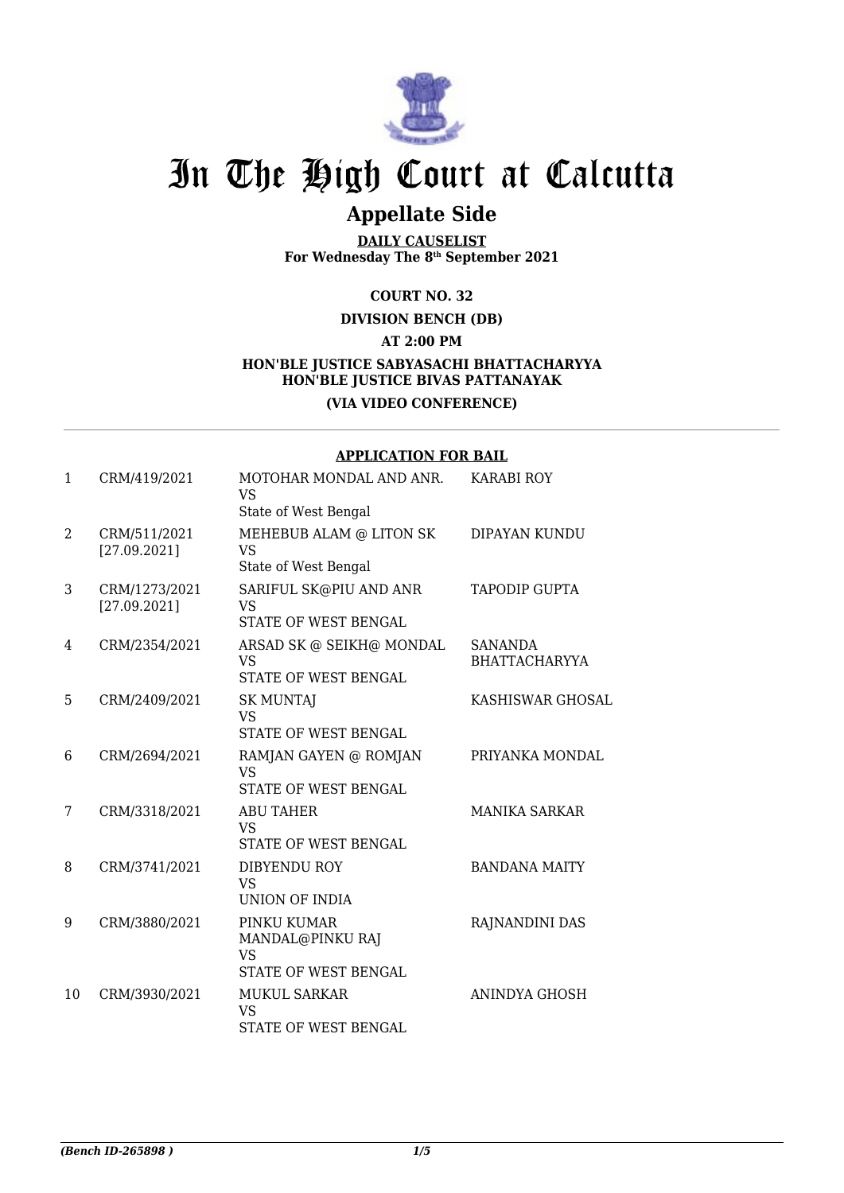# In The High Court at Calcutta

## Appellate Side

**DAILY CAUSELIST**
**For Wednesday The 8th September 2021**

**COURT NO. 32**

**DIVISION BENCH (DB)**

**AT 2:00 PM**

**HON'BLE JUSTICE SABYASACHI BHATTACHARYYA**
**HON'BLE JUSTICE BIVAS PATTANAYAK**

**(VIA VIDEO CONFERENCE)**

**APPLICATION FOR BAIL**

| | | | |
|---|---|---|---|
| 1 | CRM/419/2021 | MOTOHAR MONDAL AND ANR. VS State of West Bengal | KARABI ROY |
| 2 | CRM/511/2021 [27.09.2021] | MEHEBUB ALAM @ LITON SK VS State of West Bengal | DIPAYAN KUNDU |
| 3 | CRM/1273/2021 [27.09.2021] | SARIFUL SK@PIU AND ANR VS STATE OF WEST BENGAL | TAPODIP GUPTA |
| 4 | CRM/2354/2021 | ARSAD SK @ SEIKH@ MONDAL VS STATE OF WEST BENGAL | SANANDA BHATTACHARYYA |
| 5 | CRM/2409/2021 | SK MUNTAJ VS STATE OF WEST BENGAL | KASHISWAR GHOSAL |
| 6 | CRM/2694/2021 | RAMJAN GAYEN @ ROMJAN VS STATE OF WEST BENGAL | PRIYANKA MONDAL |
| 7 | CRM/3318/2021 | ABU TAHER VS STATE OF WEST BENGAL | MANIKA SARKAR |
| 8 | CRM/3741/2021 | DIBYENDU ROY VS UNION OF INDIA | BANDANA MAITY |
| 9 | CRM/3880/2021 | PINKU KUMAR MANDAL@PINKU RAJ VS STATE OF WEST BENGAL | RAJNANDINI DAS |
| 10 | CRM/3930/2021 | MUKUL SARKAR VS STATE OF WEST BENGAL | ANINDYA GHOSH |

*(Bench ID-265898 )*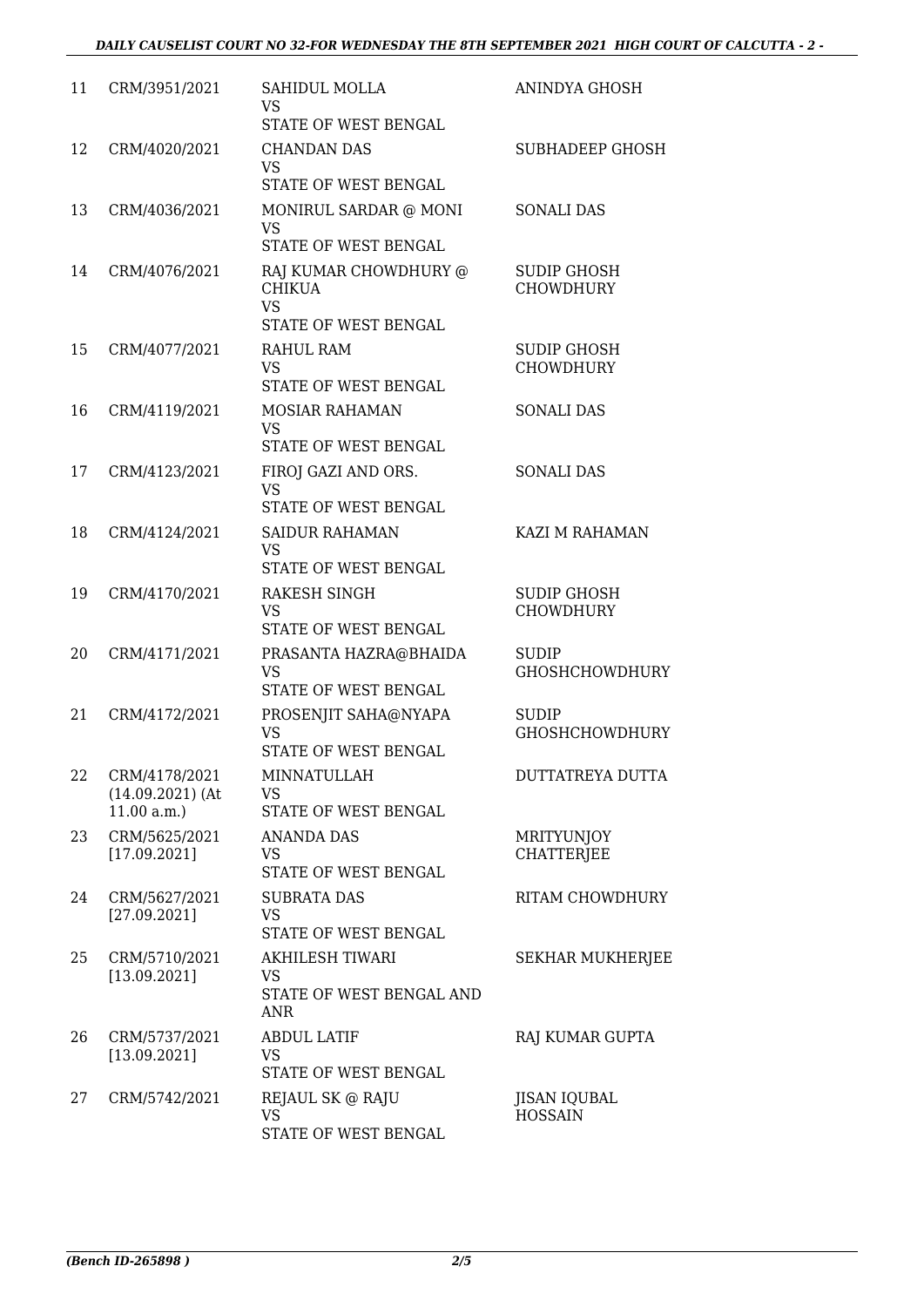| 11 | CRM/3951/2021 | SAHIDUL MOLLA<br>VS<br>STATE OF WEST BENGAL | ANINDYA GHOSH |
|---|---|---|---|
| 12 | CRM/4020/2021 | CHANDAN DAS<br>VS<br>STATE OF WEST BENGAL | SUBHADEEP GHOSH |
| 13 | CRM/4036/2021 | MONIRUL SARDAR @ MONI<br>VS<br>STATE OF WEST BENGAL | SONALI DAS |
| 14 | CRM/4076/2021 | RAJ KUMAR CHOWDHURY @ CHIKUA<br>VS<br>STATE OF WEST BENGAL | SUDIP GHOSH CHOWDHURY |
| 15 | CRM/4077/2021 | RAHUL RAM<br>VS<br>STATE OF WEST BENGAL | SUDIP GHOSH CHOWDHURY |
| 16 | CRM/4119/2021 | MOSIAR RAHAMAN<br>VS<br>STATE OF WEST BENGAL | SONALI DAS |
| 17 | CRM/4123/2021 | FIROJ GAZI AND ORS.<br>VS<br>STATE OF WEST BENGAL | SONALI DAS |
| 18 | CRM/4124/2021 | SAIDUR RAHAMAN<br>VS<br>STATE OF WEST BENGAL | KAZI M RAHAMAN |
| 19 | CRM/4170/2021 | RAKESH SINGH<br>VS<br>STATE OF WEST BENGAL | SUDIP GHOSH CHOWDHURY |
| 20 | CRM/4171/2021 | PRASANTA HAZRA@BHAIDA<br>VS<br>STATE OF WEST BENGAL | SUDIP GHOSHCHOWDHURY |
| 21 | CRM/4172/2021 | PROSENJIT SAHA@NYAPA<br>VS<br>STATE OF WEST BENGAL | SUDIP GHOSHCHOWDHURY |
| 22 | CRM/4178/2021 (14.09.2021) (At 11.00 a.m.) | MINNATULLAH<br>VS<br>STATE OF WEST BENGAL | DUTTATREYA DUTTA |
| 23 | CRM/5625/2021 [17.09.2021] | ANANDA DAS<br>VS<br>STATE OF WEST BENGAL | MRITYUNJOY CHATTERJEE |
| 24 | CRM/5627/2021 [27.09.2021] | SUBRATA DAS<br>VS<br>STATE OF WEST BENGAL | RITAM CHOWDHURY |
| 25 | CRM/5710/2021 [13.09.2021] | AKHILESH TIWARI<br>VS<br>STATE OF WEST BENGAL AND ANR | SEKHAR MUKHERJEE |
| 26 | CRM/5737/2021 [13.09.2021] | ABDUL LATIF<br>VS<br>STATE OF WEST BENGAL | RAJ KUMAR GUPTA |
| 27 | CRM/5742/2021 | REJAUL SK @ RAJU<br>VS<br>STATE OF WEST BENGAL | JISAN IQUBAL HOSSAIN |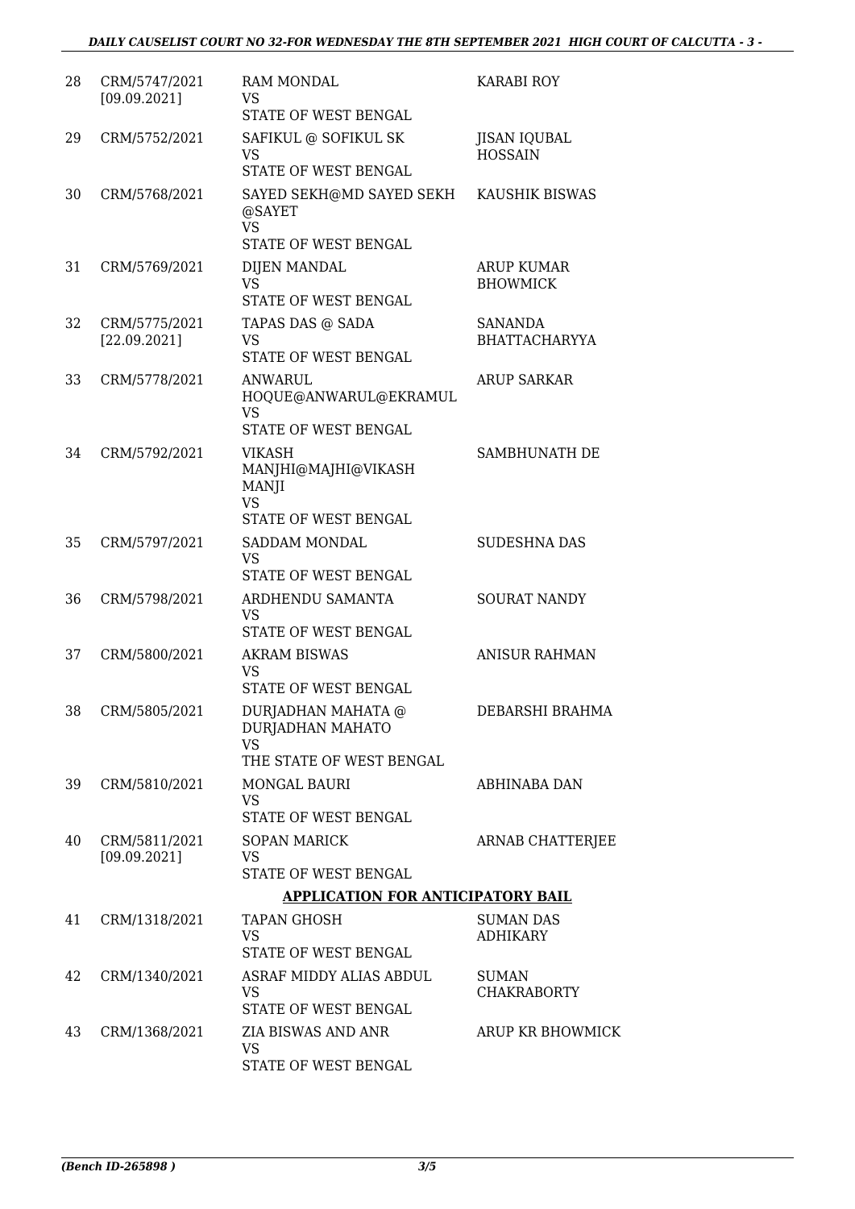| 28 | CRM/5747/2021 [09.09.2021] | RAM MONDAL VS STATE OF WEST BENGAL | KARABI ROY |
|---|---|---|---|
| 29 | CRM/5752/2021 | SAFIKUL @ SOFIKUL SK VS STATE OF WEST BENGAL | JISAN IQUBAL HOSSAIN |
| 30 | CRM/5768/2021 | SAYED SEKH@MD SAYED SEKH @SAYET VS STATE OF WEST BENGAL | KAUSHIK BISWAS |
| 31 | CRM/5769/2021 | DIJEN MANDAL VS STATE OF WEST BENGAL | ARUP KUMAR BHOWMICK |
| 32 | CRM/5775/2021 [22.09.2021] | TAPAS DAS @ SADA VS STATE OF WEST BENGAL | SANANDA BHATTACHARYYA |
| 33 | CRM/5778/2021 | ANWARUL HOQUE@ANWARUL@EKRAMUL VS STATE OF WEST BENGAL | ARUP SARKAR |
| 34 | CRM/5792/2021 | VIKASH MANJHI@MAJHI@VIKASH MANJI VS STATE OF WEST BENGAL | SAMBHUNATH DE |
| 35 | CRM/5797/2021 | SADDAM MONDAL VS STATE OF WEST BENGAL | SUDESHNA DAS |
| 36 | CRM/5798/2021 | ARDHENDU SAMANTA VS STATE OF WEST BENGAL | SOURAT NANDY |
| 37 | CRM/5800/2021 | AKRAM BISWAS VS STATE OF WEST BENGAL | ANISUR RAHMAN |
| 38 | CRM/5805/2021 | DURJADHAN MAHATA @ DURJADHAN MAHATO VS THE STATE OF WEST BENGAL | DEBARSHI BRAHMA |
| 39 | CRM/5810/2021 | MONGAL BAURI VS STATE OF WEST BENGAL | ABHINABA DAN |
| 40 | CRM/5811/2021 [09.09.2021] | SOPAN MARICK VS STATE OF WEST BENGAL | ARNAB CHATTERJEE |

**APPLICATION FOR ANTICIPATORY BAIL**

| 41 | CRM/1318/2021 | TAPAN GHOSH VS STATE OF WEST BENGAL | SUMAN DAS ADHIKARY |
|---|---|---|---|
| 42 | CRM/1340/2021 | ASRAF MIDDY ALIAS ABDUL VS STATE OF WEST BENGAL | SUMAN CHAKRABORTY |
| 43 | CRM/1368/2021 | ZIA BISWAS AND ANR VS STATE OF WEST BENGAL | ARUP KR BHOWMICK |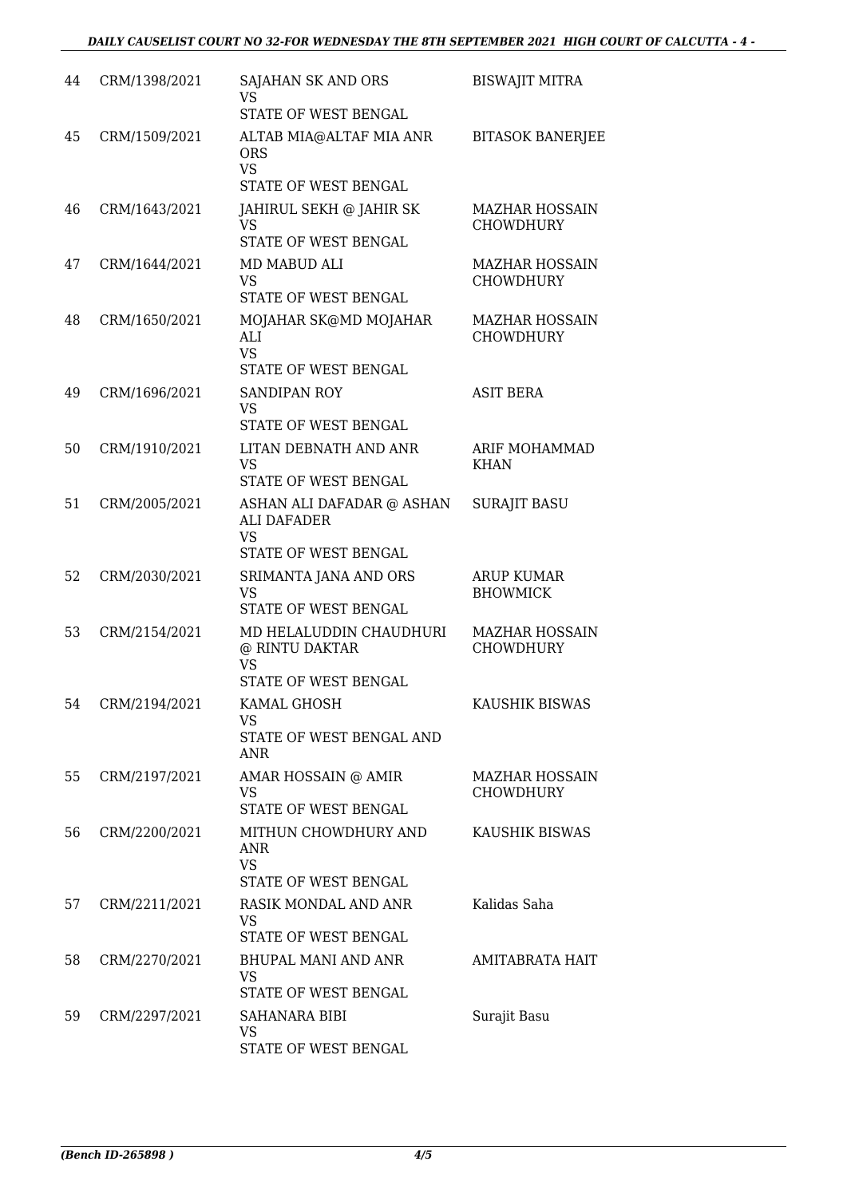| | | | |
|---|---|---|---|
| 44 | CRM/1398/2021 | SAJAHAN SK AND ORS<br>VS<br>STATE OF WEST BENGAL | BISWAJIT MITRA |
| 45 | CRM/1509/2021 | ALTAB MIA@ALTAF MIA ANR ORS<br>VS<br>STATE OF WEST BENGAL | BITASOK BANERJEE |
| 46 | CRM/1643/2021 | JAHIRUL SEKH @ JAHIR SK<br>VS<br>STATE OF WEST BENGAL | MAZHAR HOSSAIN CHOWDHURY |
| 47 | CRM/1644/2021 | MD MABUD ALI<br>VS<br>STATE OF WEST BENGAL | MAZHAR HOSSAIN CHOWDHURY |
| 48 | CRM/1650/2021 | MOJAHAR SK@MD MOJAHAR ALI<br>VS<br>STATE OF WEST BENGAL | MAZHAR HOSSAIN CHOWDHURY |
| 49 | CRM/1696/2021 | SANDIPAN ROY<br>VS<br>STATE OF WEST BENGAL | ASIT BERA |
| 50 | CRM/1910/2021 | LITAN DEBNATH AND ANR<br>VS<br>STATE OF WEST BENGAL | ARIF MOHAMMAD KHAN |
| 51 | CRM/2005/2021 | ASHAN ALI DAFADAR @ ASHAN ALI DAFADER<br>VS<br>STATE OF WEST BENGAL | SURAJIT BASU |
| 52 | CRM/2030/2021 | SRIMANTA JANA AND ORS<br>VS<br>STATE OF WEST BENGAL | ARUP KUMAR BHOWMICK |
| 53 | CRM/2154/2021 | MD HELALUDDIN CHAUDHURI @ RINTU DAKTAR<br>VS<br>STATE OF WEST BENGAL | MAZHAR HOSSAIN CHOWDHURY |
| 54 | CRM/2194/2021 | KAMAL GHOSH<br>VS<br>STATE OF WEST BENGAL AND ANR | KAUSHIK BISWAS |
| 55 | CRM/2197/2021 | AMAR HOSSAIN @ AMIR<br>VS<br>STATE OF WEST BENGAL | MAZHAR HOSSAIN CHOWDHURY |
| 56 | CRM/2200/2021 | MITHUN CHOWDHURY AND ANR<br>VS<br>STATE OF WEST BENGAL | KAUSHIK BISWAS |
| 57 | CRM/2211/2021 | RASIK MONDAL AND ANR<br>VS<br>STATE OF WEST BENGAL | Kalidas Saha |
| 58 | CRM/2270/2021 | BHUPAL MANI AND ANR<br>VS<br>STATE OF WEST BENGAL | AMITABRATA HAIT |
| 59 | CRM/2297/2021 | SAHANARA BIBI<br>VS<br>STATE OF WEST BENGAL | Surajit Basu |

*(Bench ID-265898 )*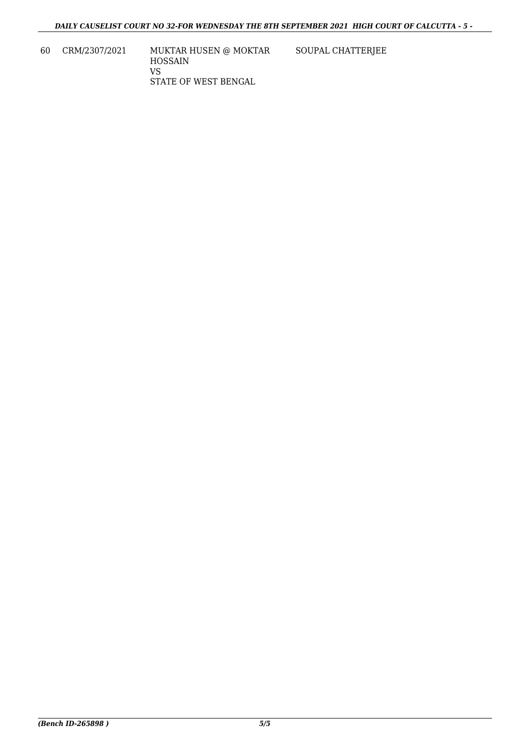| | | | |
|---|---|---|---|
| 60 | CRM/2307/2021 | MUKTAR HUSEN @ MOKTAR HOSSAIN<br>VS<br>STATE OF WEST BENGAL | SOUPAL CHATTERJEE |

*(Bench ID-265898 )*